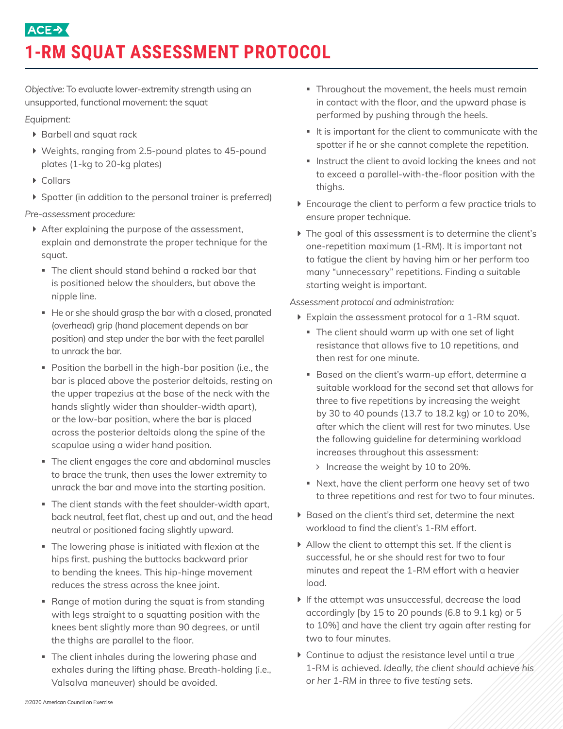ACE

# 1-RM SQUAT ASSESSMENT PROTOCOL

*Objective:* *To evaluate lower-extremity strength using an unsupported, functional movement: the squat*

*Equipment:*

- Barbell and squat rack
- Weights, ranging from 2.5-pound plates to 45-pound plates (1-kg to 20-kg plates)
- Collars
- Spotter (in addition to the personal trainer is preferred)

*Pre-assessment procedure:*

- After explaining the purpose of the assessment, explain and demonstrate the proper technique for the squat.
  - The client should stand behind a racked bar that is positioned below the shoulders, but above the nipple line.
  - He or she should grasp the bar with a closed, pronated (overhead) grip (hand placement depends on bar position) and step under the bar with the feet parallel to unrack the bar.
  - Position the barbell in the high-bar position (i.e., the bar is placed above the posterior deltoids, resting on the upper trapezius at the base of the neck with the hands slightly wider than shoulder-width apart), or the low-bar position, where the bar is placed across the posterior deltoids along the spine of the scapulae using a wider hand position.
  - The client engages the core and abdominal muscles to brace the trunk, then uses the lower extremity to unrack the bar and move into the starting position.
  - The client stands with the feet shoulder-width apart, back neutral, feet flat, chest up and out, and the head neutral or positioned facing slightly upward.
  - The lowering phase is initiated with flexion at the hips first, pushing the buttocks backward prior to bending the knees. This hip-hinge movement reduces the stress across the knee joint.
  - Range of motion during the squat is from standing with legs straight to a squatting position with the knees bent slightly more than 90 degrees, or until the thighs are parallel to the floor.
  - The client inhales during the lowering phase and exhales during the lifting phase. Breath-holding (i.e., Valsalva maneuver) should be avoided.
  - Throughout the movement, the heels must remain in contact with the floor, and the upward phase is performed by pushing through the heels.
  - It is important for the client to communicate with the spotter if he or she cannot complete the repetition.
  - Instruct the client to avoid locking the knees and not to exceed a parallel-with-the-floor position with the thighs.
- Encourage the client to perform a few practice trials to ensure proper technique.
- The goal of this assessment is to determine the client's one-repetition maximum (1-RM). It is important not to fatigue the client by having him or her perform too many "unnecessary" repetitions. Finding a suitable starting weight is important.

*Assessment protocol and administration:*

- Explain the assessment protocol for a 1-RM squat.
  - The client should warm up with one set of light resistance that allows five to 10 repetitions, and then rest for one minute.
  - Based on the client's warm-up effort, determine a suitable workload for the second set that allows for three to five repetitions by increasing the weight by 30 to 40 pounds (13.7 to 18.2 kg) or 10 to 20%, after which the client will rest for two minutes. Use the following guideline for determining workload increases throughout this assessment:
    - Increase the weight by 10 to 20%.
  - Next, have the client perform one heavy set of two to three repetitions and rest for two to four minutes.
- Based on the client's third set, determine the next workload to find the client's 1-RM effort.
- Allow the client to attempt this set. If the client is successful, he or she should rest for two to four minutes and repeat the 1-RM effort with a heavier load.
- If the attempt was unsuccessful, decrease the load accordingly [by 15 to 20 pounds (6.8 to 9.1 kg) or 5 to 10%] and have the client try again after resting for two to four minutes.
- Continue to adjust the resistance level until a true 1-RM is achieved. *Ideally, the client should achieve his or her 1-RM in three to five testing sets.*

©2020 American Council on Exercise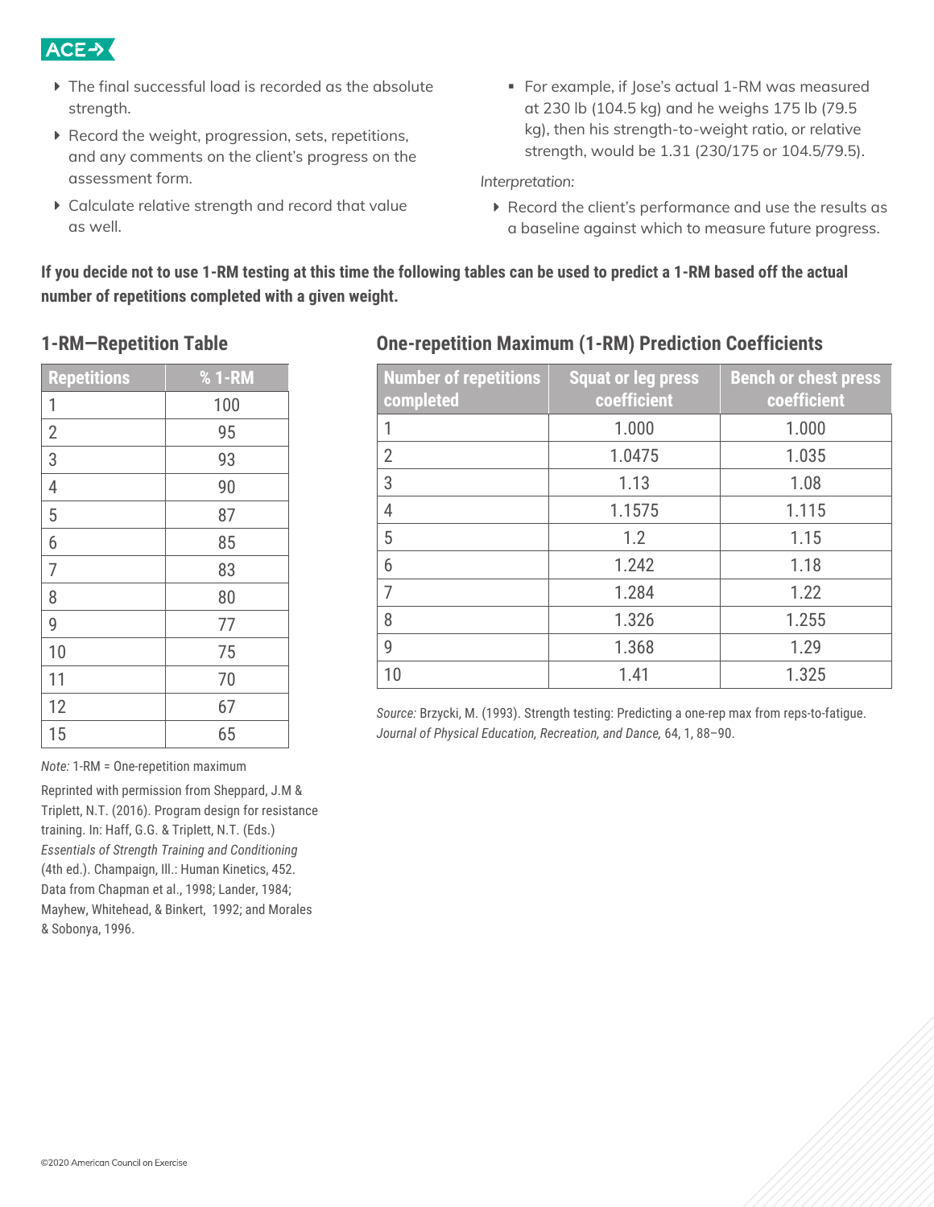- The final successful load is recorded as the absolute strength.
- Record the weight, progression, sets, repetitions, and any comments on the client's progress on the assessment form.
- Calculate relative strength and record that value as well.
  - For example, if Jose's actual 1-RM was measured at 230 lb (104.5 kg) and he weighs 175 lb (79.5 kg), then his strength-to-weight ratio, or relative strength, would be 1.31 (230/175 or 104.5/79.5).

*Interpretation:*

- Record the client's performance and use the results as a baseline against which to measure future progress.

**If you decide not to use 1-RM testing at this time the following tables can be used to predict a 1-RM based off the actual number of repetitions completed with a given weight.**

## 1-RM—Repetition Table

| Repetitions | % 1-RM |
|---|---|
| 1 | 100 |
| 2 | 95 |
| 3 | 93 |
| 4 | 90 |
| 5 | 87 |
| 6 | 85 |
| 7 | 83 |
| 8 | 80 |
| 9 | 77 |
| 10 | 75 |
| 11 | 70 |
| 12 | 67 |
| 15 | 65 |

*Note:* 1-RM = One-repetition maximum

Reprinted with permission from Sheppard, J.M & Triplett, N.T. (2016). Program design for resistance training. In: Haff, G.G. & Triplett, N.T. (Eds.) *Essentials of Strength Training and Conditioning* (4th ed.). Champaign, Ill.: Human Kinetics, 452. Data from Chapman et al., 1998; Lander, 1984; Mayhew, Whitehead, & Binkert, 1992; and Morales & Sobonya, 1996.

## One-repetition Maximum (1-RM) Prediction Coefficients

| Number of repetitions completed | Squat or leg press coefficient | Bench or chest press coefficient |
|---|---|---|
| 1 | 1.000 | 1.000 |
| 2 | 1.0475 | 1.035 |
| 3 | 1.13 | 1.08 |
| 4 | 1.1575 | 1.115 |
| 5 | 1.2 | 1.15 |
| 6 | 1.242 | 1.18 |
| 7 | 1.284 | 1.22 |
| 8 | 1.326 | 1.255 |
| 9 | 1.368 | 1.29 |
| 10 | 1.41 | 1.325 |

*Source:* Brzycki, M. (1993). Strength testing: Predicting a one-rep max from reps-to-fatigue. *Journal of Physical Education, Recreation, and Dance,* 64, 1, 88–90.